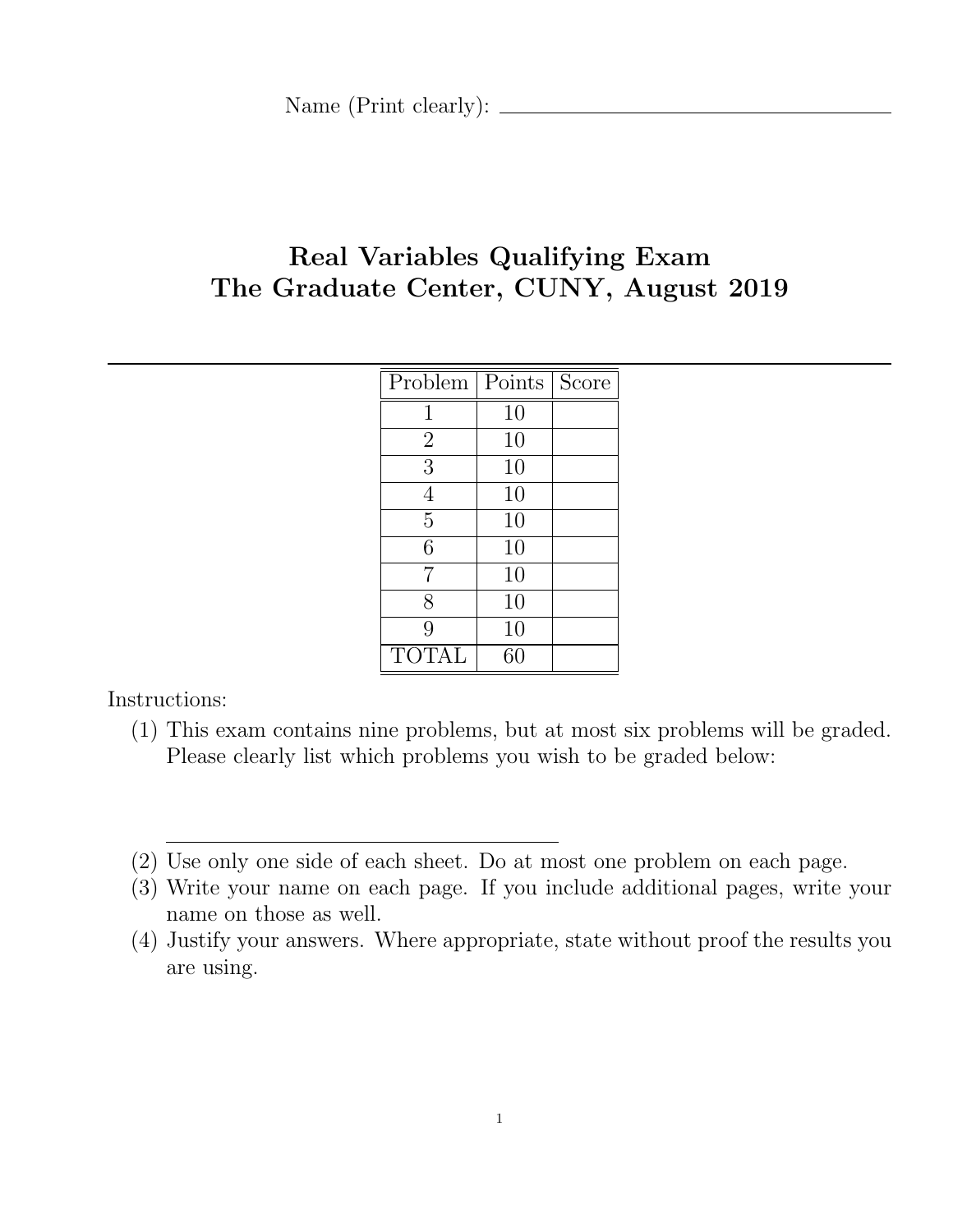Name (Print clearly): ____________________________________

# Real Variables Qualifying Exam
# The Graduate Center, CUNY, August 2019

| Problem | Points | Score |
|---|---|---|
| 1 | 10 | |
| 2 | 10 | |
| 3 | 10 | |
| 4 | 10 | |
| 5 | 10 | |
| 6 | 10 | |
| 7 | 10 | |
| 8 | 10 | |
| 9 | 10 | |
| TOTAL | 60 | |

Instructions:

(1) This exam contains nine problems, but at most six problems will be graded. Please clearly list which problems you wish to be graded below:

____________________________________

(2) Use only one side of each sheet. Do at most one problem on each page.

(3) Write your name on each page. If you include additional pages, write your name on those as well.

(4) Justify your answers. Where appropriate, state without proof the results you are using.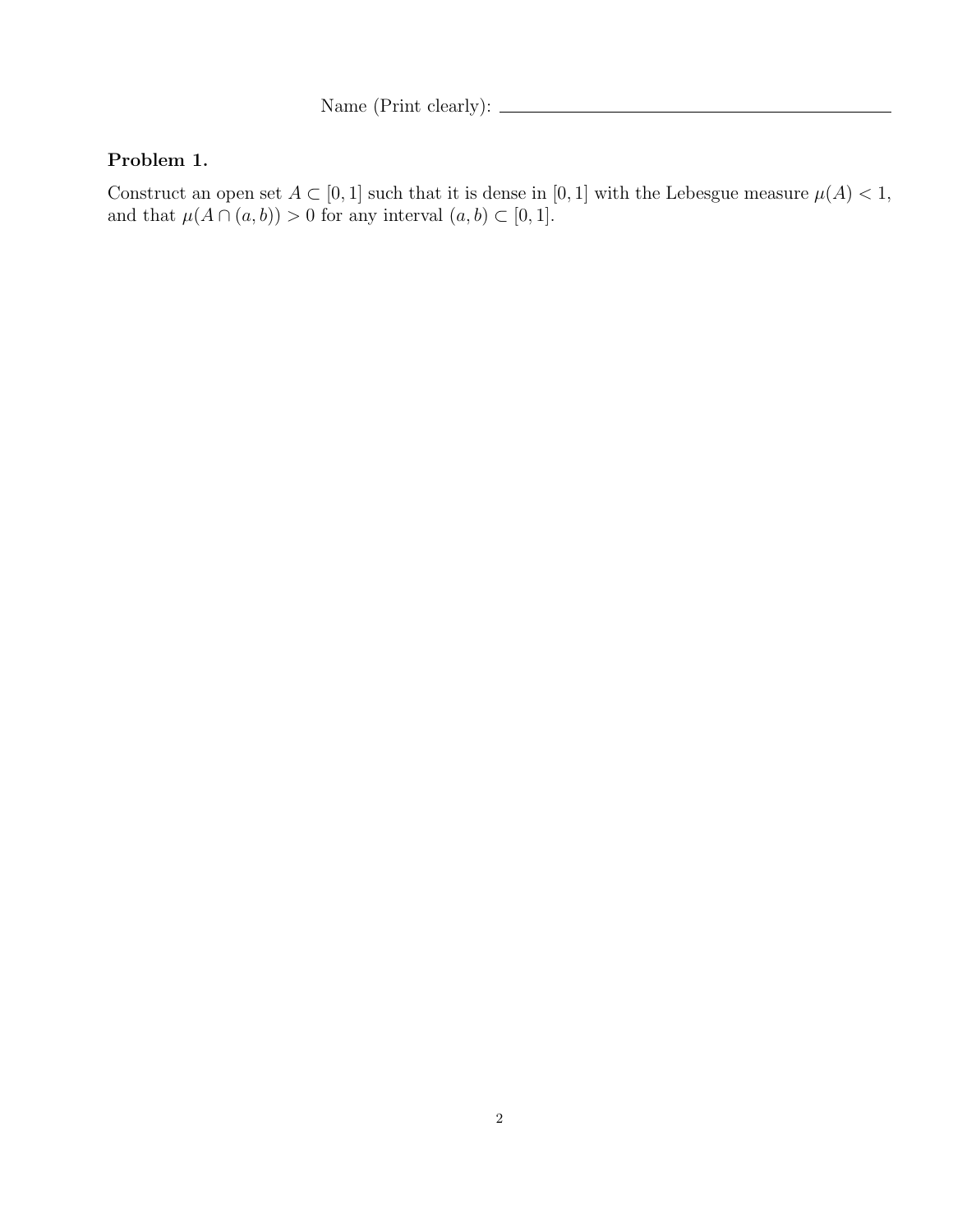Name (Print clearly): \_\_\_\_\_\_\_\_\_\_\_\_\_\_\_\_\_\_\_\_\_\_\_\_\_\_\_\_\_\_\_\_\_\_\_\_

**Problem 1.**

Construct an open set $A \subset [0,1]$ such that it is dense in $[0,1]$ with the Lebesgue measure $\mu(A) < 1$, and that $\mu(A \cap (a,b)) > 0$ for any interval $(a,b) \subset [0,1]$.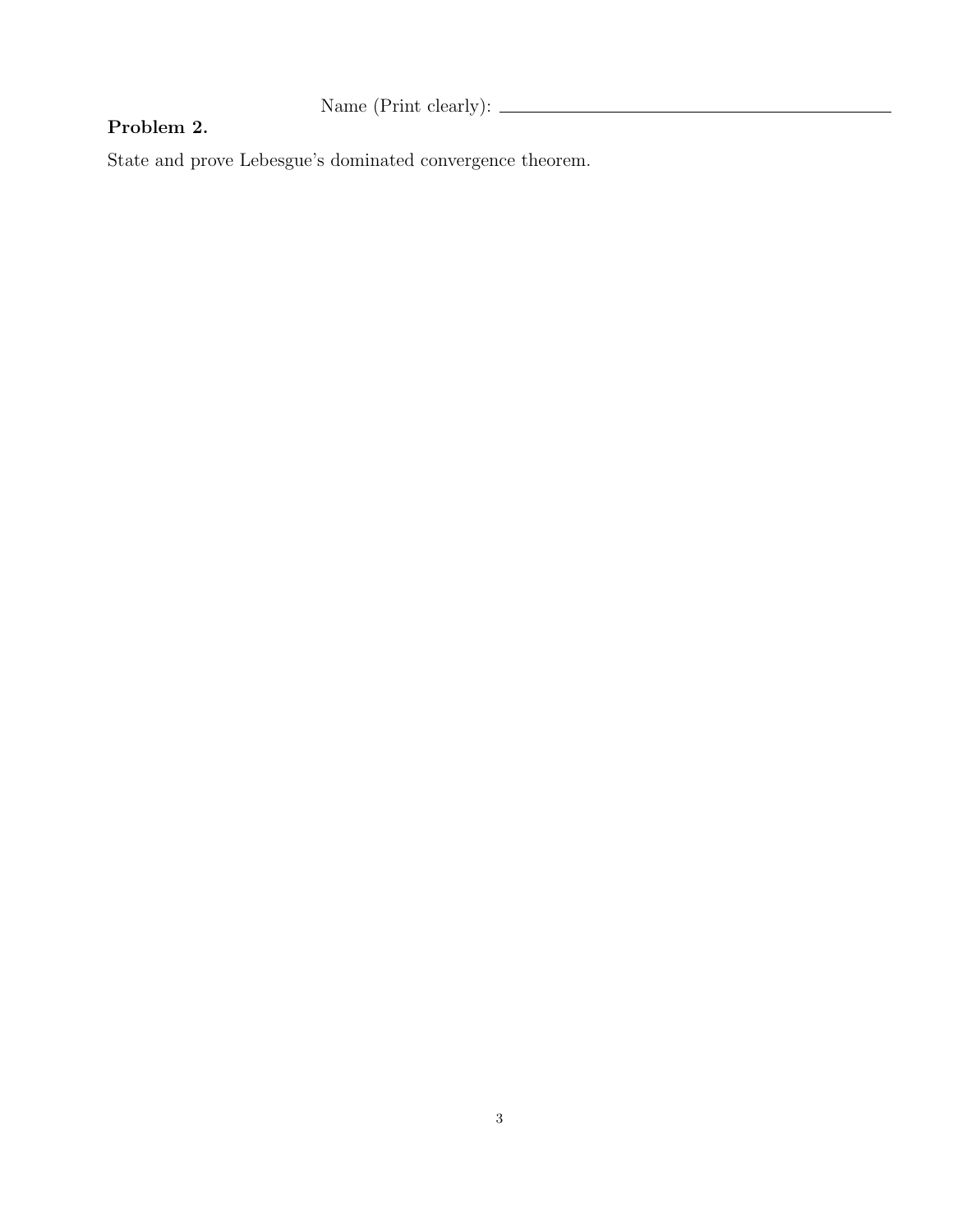Name (Print clearly): ____________________

**Problem 2.**

State and prove Lebesgue's dominated convergence theorem.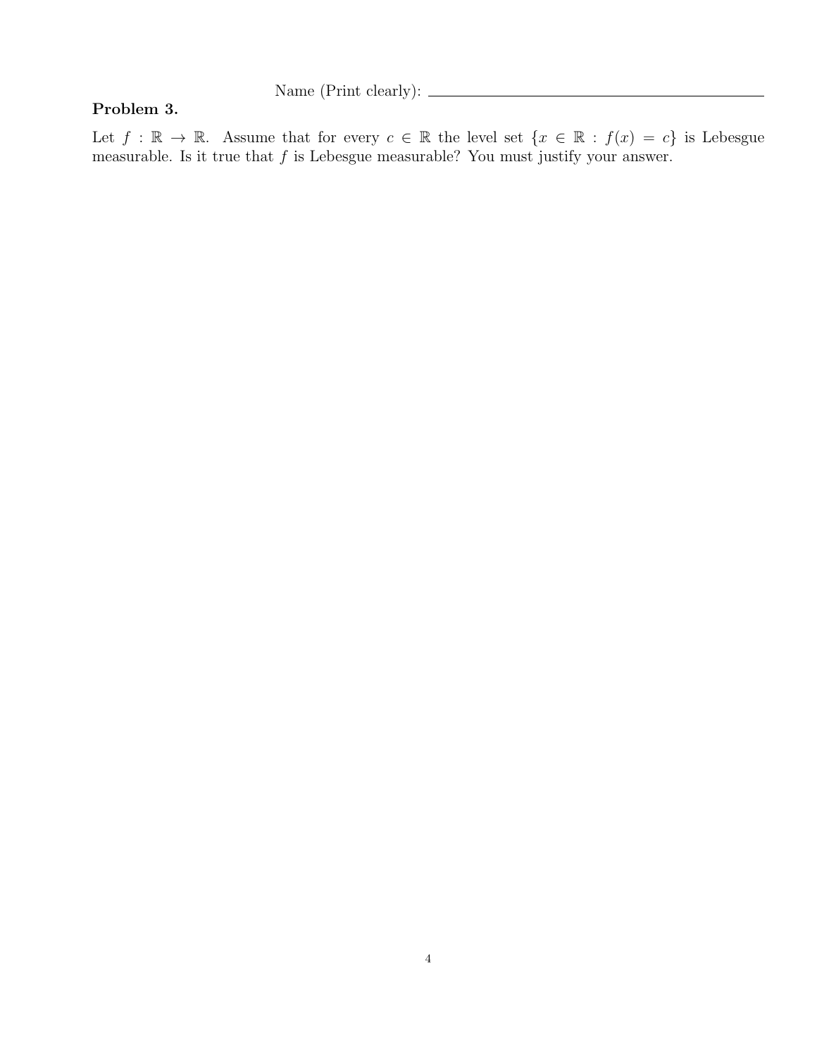Name (Print clearly): ______________________________

**Problem 3.**

Let $f : \mathbb{R} \to \mathbb{R}$. Assume that for every $c \in \mathbb{R}$ the level set $\{x \in \mathbb{R} : f(x) = c\}$ is Lebesgue measurable. Is it true that $f$ is Lebesgue measurable? You must justify your answer.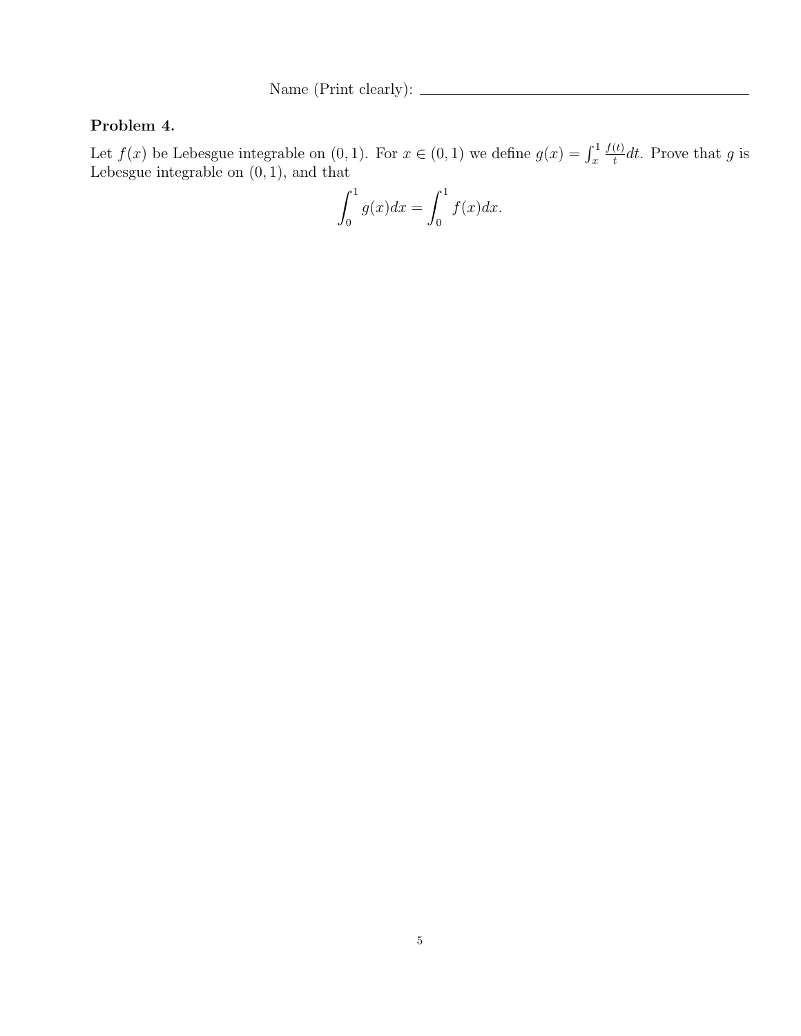Name (Print clearly): ______________________________

**Problem 4.**

Let $f(x)$ be Lebesgue integrable on $(0, 1)$. For $x \in (0, 1)$ we define $g(x) = \int_x^1 \frac{f(t)}{t} dt$. Prove that $g$ is Lebesgue integrable on $(0, 1)$, and that

$$\int_0^1 g(x)dx = \int_0^1 f(x)dx.$$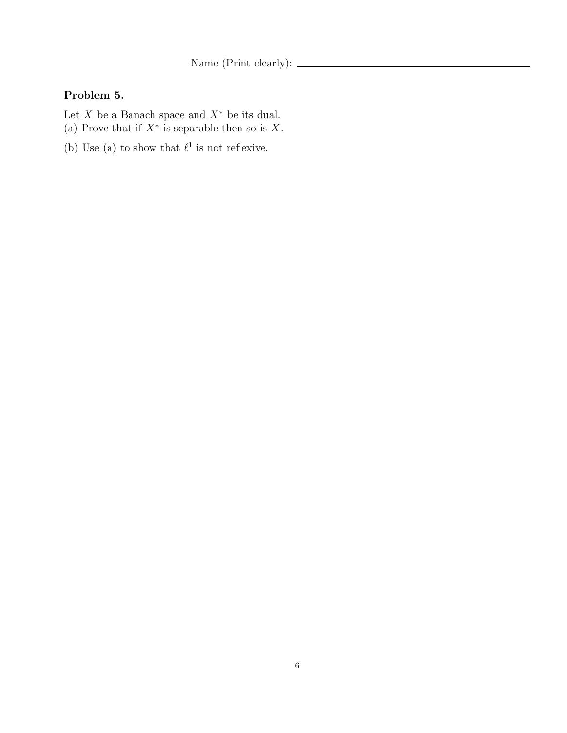Name (Print clearly): ____________________

**Problem 5.**

Let $X$ be a Banach space and $X^*$ be its dual.
(a) Prove that if $X^*$ is separable then so is $X$.

(b) Use (a) to show that $\ell^1$ is not reflexive.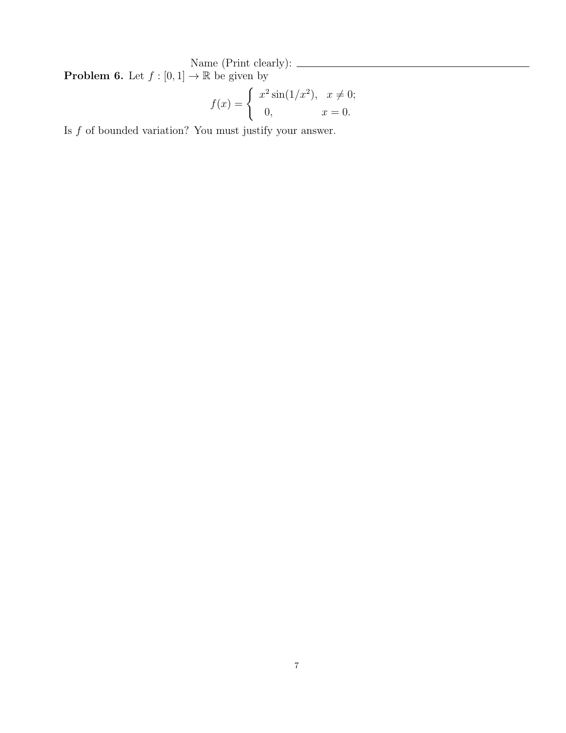Name (Print clearly): ______________________________

**Problem 6.** Let $f : [0, 1] \to \mathbb{R}$ be given by

$$f(x) = \begin{cases} x^2 \sin(1/x^2), & x \neq 0; \\ 0, & x = 0. \end{cases}$$

Is $f$ of bounded variation? You must justify your answer.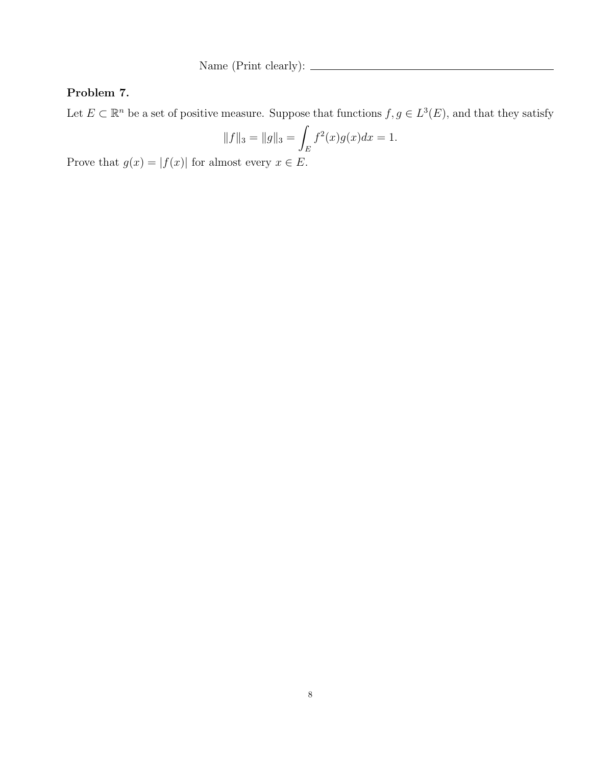Name (Print clearly): ______________________________

**Problem 7.**

Let $E \subset \mathbb{R}^n$ be a set of positive measure. Suppose that functions $f, g \in L^3(E)$, and that they satisfy

$$\|f\|_3 = \|g\|_3 = \int_E f^2(x)g(x)dx = 1.$$

Prove that $g(x) = |f(x)|$ for almost every $x \in E$.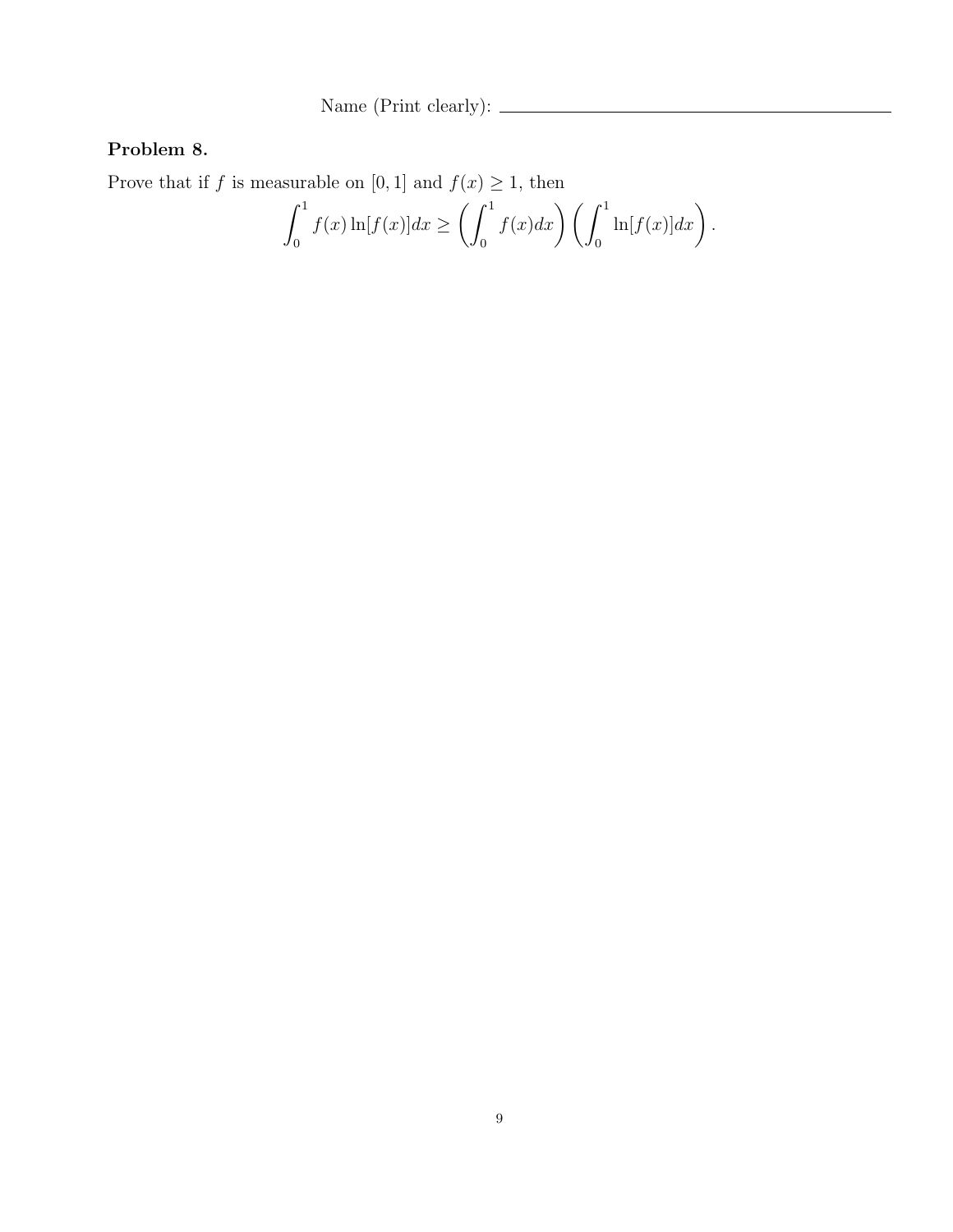Name (Print clearly): ______________________________

**Problem 8.**

Prove that if $f$ is measurable on $[0, 1]$ and $f(x) \geq 1$, then

$$\int_0^1 f(x) \ln[f(x)]dx \geq \left( \int_0^1 f(x)dx \right) \left( \int_0^1 \ln[f(x)]dx \right).$$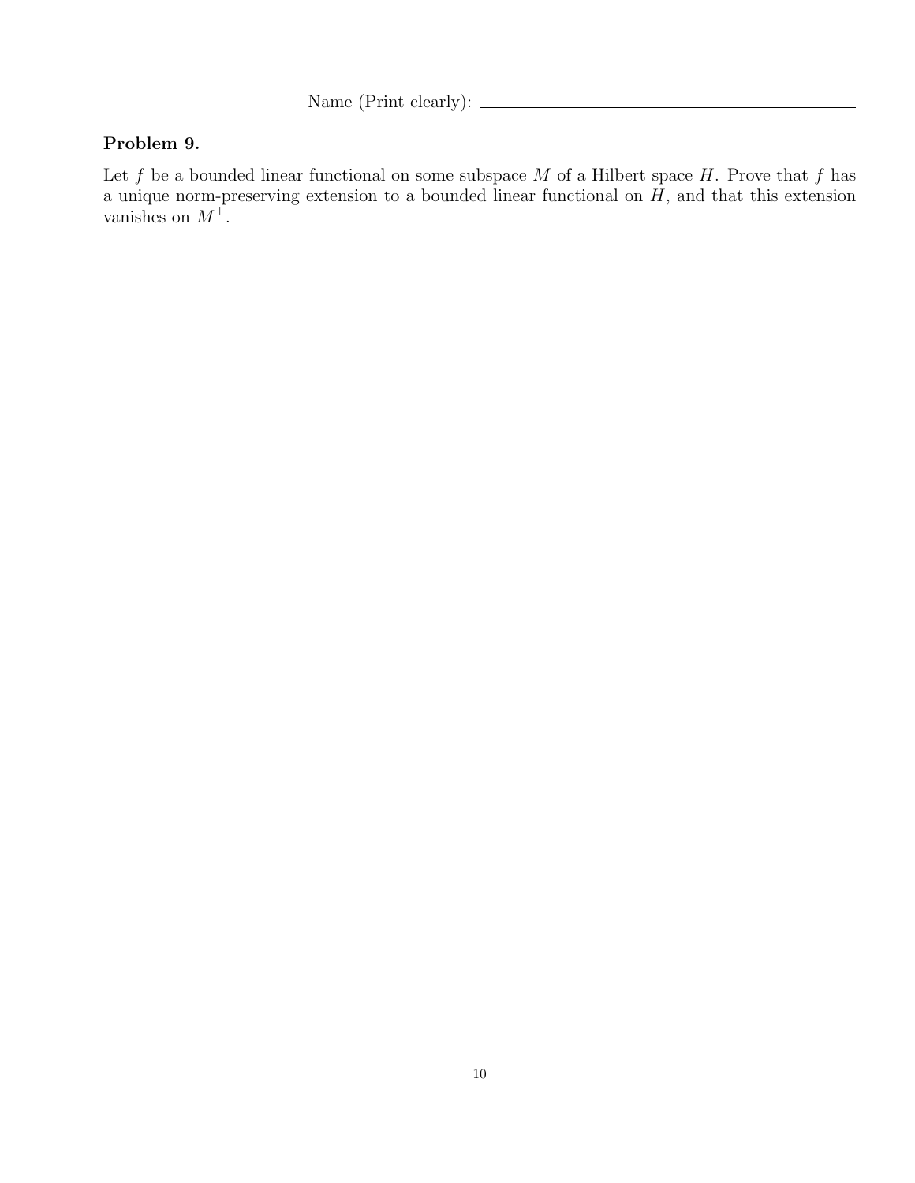Name (Print clearly): \_\_\_\_\_\_\_\_\_\_\_\_\_\_\_\_\_\_\_\_\_\_\_\_\_\_\_\_\_\_\_\_\_\_\_\_\_\_\_\_

**Problem 9.**

Let $f$ be a bounded linear functional on some subspace $M$ of a Hilbert space $H$. Prove that $f$ has a unique norm-preserving extension to a bounded linear functional on $H$, and that this extension vanishes on $M^{\perp}$.